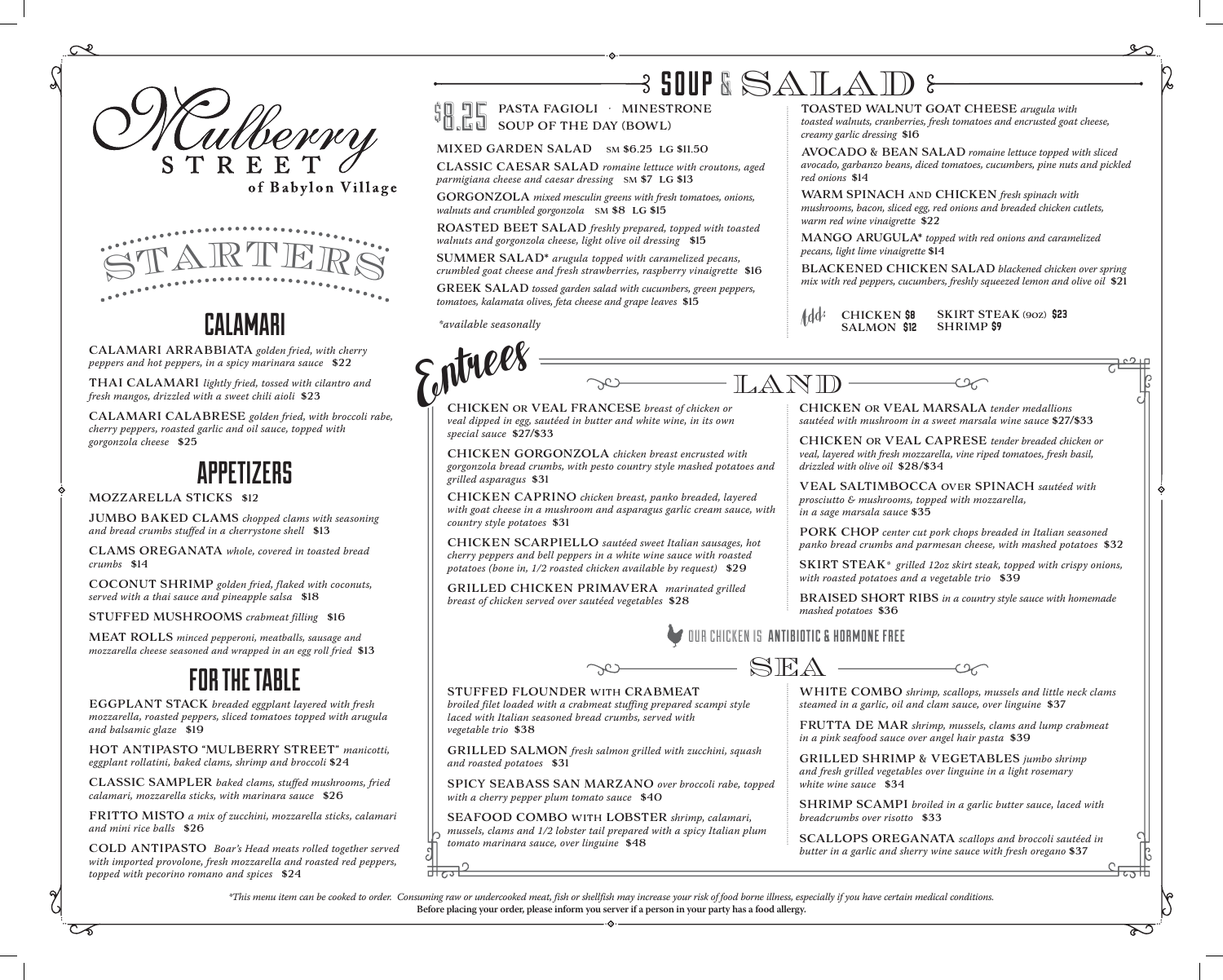# Mulberry Street
### of Babylon Village

# STARTERS

## CALAMARI

**CALAMARI ARRABBIATA** *golden fried, with cherry peppers and hot peppers, in a spicy marinara sauce* $22

**THAI CALAMARI** *lightly fried, tossed with cilantro and fresh mangos, drizzled with a sweet chili aioli* $23

**CALAMARI CALABRESE** *golden fried, with broccoli rabe, cherry peppers, roasted garlic and oil sauce, topped with gorgonzola cheese* $25

## APPETIZERS

**MOZZARELLA STICKS** $12

**JUMBO BAKED CLAMS** *chopped clams with seasoning and bread crumbs stuffed in a cherrystone shell* $13

**CLAMS OREGANATA** *whole, covered in toasted bread crumbs* $14

**COCONUT SHRIMP** *golden fried, flaked with coconuts, served with a thai sauce and pineapple salsa* $18

**STUFFED MUSHROOMS** *crabmeat filling* $16

**MEAT ROLLS** *minced pepperoni, meatballs, sausage and mozzarella cheese seasoned and wrapped in an egg roll fried* $13

## FOR THE TABLE

**EGGPLANT STACK** *breaded eggplant layered with fresh mozzarella, roasted peppers, sliced tomatoes topped with arugula and balsamic glaze* $19

**HOT ANTIPASTO "MULBERRY STREET"** *manicotti, eggplant rollatini, baked clams, shrimp and broccoli* $24

**CLASSIC SAMPLER** *baked clams, stuffed mushrooms, fried calamari, mozzarella sticks, with marinara sauce* $26

**FRITTO MISTO** *a mix of zucchini, mozzarella sticks, calamari and mini rice balls* $26

**COLD ANTIPASTO** *Boar's Head meats rolled together served with imported provolone, fresh mozzarella and roasted red peppers, topped with pecorino romano and spices* $24

# SOUP & SALAD

**$8.25** PASTA FAGIOLI · MINESTRONE · SOUP OF THE DAY (BOWL)

**MIXED GARDEN SALAD** SM $6.25 LG $11.50

**CLASSIC CAESAR SALAD** *romaine lettuce with croutons, aged parmigiana cheese and caesar dressing* SM $7 LG $13

**GORGONZOLA** *mixed mesculin greens with fresh tomatoes, onions, walnuts and crumbled gorgonzola* SM $8 LG $15

**ROASTED BEET SALAD** *freshly prepared, topped with toasted walnuts and gorgonzola cheese, light olive oil dressing* $15

**SUMMER SALAD*** *arugula topped with caramelized pecans, crumbled goat cheese and fresh strawberries, raspberry vinaigrette* $16

**GREEK SALAD** *tossed garden salad with cucumbers, green peppers, tomatoes, kalamata olives, feta cheese and grape leaves* $15

*available seasonally

**TOASTED WALNUT GOAT CHEESE** *arugula with toasted walnuts, cranberries, fresh tomatoes and encrusted goat cheese, creamy garlic dressing* $16

**AVOCADO & BEAN SALAD** *romaine lettuce topped with sliced avocado, garbanzo beans, diced tomatoes, cucumbers, pine nuts and pickled red onions* $14

**WARM SPINACH AND CHICKEN** *fresh spinach with mushrooms, bacon, sliced egg, red onions and breaded chicken cutlets, warm red wine vinaigrette* $22

**MANGO ARUGULA*** *topped with red onions and caramelized pecans, light lime vinaigrette* $14

**BLACKENED CHICKEN SALAD** *blackened chicken over spring mix with red peppers, cucumbers, freshly squeezed lemon and olive oil* $21

**Add:** CHICKEN $8 · SALMON $12 · SKIRT STEAK (9OZ) $23 · SHRIMP $9

# Entrees

## LAND

**CHICKEN OR VEAL FRANCESE** *breast of chicken or veal dipped in egg, sautéed in butter and white wine, in its own special sauce* $27/$33

**CHICKEN GORGONZOLA** *chicken breast encrusted with gorgonzola bread crumbs, with pesto country style mashed potatoes and grilled asparagus* $31

**CHICKEN CAPRINO** *chicken breast, panko breaded, layered with goat cheese in a mushroom and asparagus garlic cream sauce, with country style potatoes* $31

**CHICKEN SCARPIELLO** *sautéed sweet Italian sausages, hot cherry peppers and bell peppers in a white wine sauce with roasted potatoes (bone in, 1/2 roasted chicken available by request)* $29

**GRILLED CHICKEN PRIMAVERA** *marinated grilled breast of chicken served over sautéed vegetables* $28

**CHICKEN OR VEAL MARSALA** *tender medallions sautéed with mushroom in a sweet marsala wine sauce* $27/$33

**CHICKEN OR VEAL CAPRESE** *tender breaded chicken or veal, layered with fresh mozzarella, vine riped tomatoes, fresh basil, drizzled with olive oil* $28/$34

**VEAL SALTIMBOCCA OVER SPINACH** *sautéed with prosciutto & mushrooms, topped with mozzarella, in a sage marsala sauce* $35

**PORK CHOP** *center cut pork chops breaded in Italian seasoned panko bread crumbs and parmesan cheese, with mashed potatoes* $32

**SKIRT STEAK*** *grilled 12oz skirt steak, topped with crispy onions, with roasted potatoes and a vegetable trio* $39

**BRAISED SHORT RIBS** *in a country style sauce with homemade mashed potatoes* $36

OUR CHICKEN IS **ANTIBIOTIC & HORMONE FREE**

## SEA

**STUFFED FLOUNDER WITH CRABMEAT** *broiled filet loaded with a crabmeat stuffing prepared scampi style laced with Italian seasoned bread crumbs, served with vegetable trio* $38

**GRILLED SALMON** *fresh salmon grilled with zucchini, squash and roasted potatoes* $31

**SPICY SEABASS SAN MARZANO** *over broccoli rabe, topped with a cherry pepper plum tomato sauce* $40

**SEAFOOD COMBO WITH LOBSTER** *shrimp, calamari, mussels, clams and 1/2 lobster tail prepared with a spicy Italian plum tomato marinara sauce, over linguine* $48

**WHITE COMBO** *shrimp, scallops, mussels and little neck clams steamed in a garlic, oil and clam sauce, over linguine* $37

**FRUTTA DE MAR** *shrimp, mussels, clams and lump crabmeat in a pink seafood sauce over angel hair pasta* $39

**GRILLED SHRIMP & VEGETABLES** *jumbo shrimp and fresh grilled vegetables over linguine in a light rosemary white wine sauce* $34

**SHRIMP SCAMPI** *broiled in a garlic butter sauce, laced with breadcrumbs over risotto* $33

**SCALLOPS OREGANATA** *scallops and broccoli sautéed in butter in a garlic and sherry wine sauce with fresh oregano* $37

*\*This menu item can be cooked to order. Consuming raw or undercooked meat, fish or shellfish may increase your risk of food borne illness, especially if you have certain medical conditions.*

**Before placing your order, please inform you server if a person in your party has a food allergy.**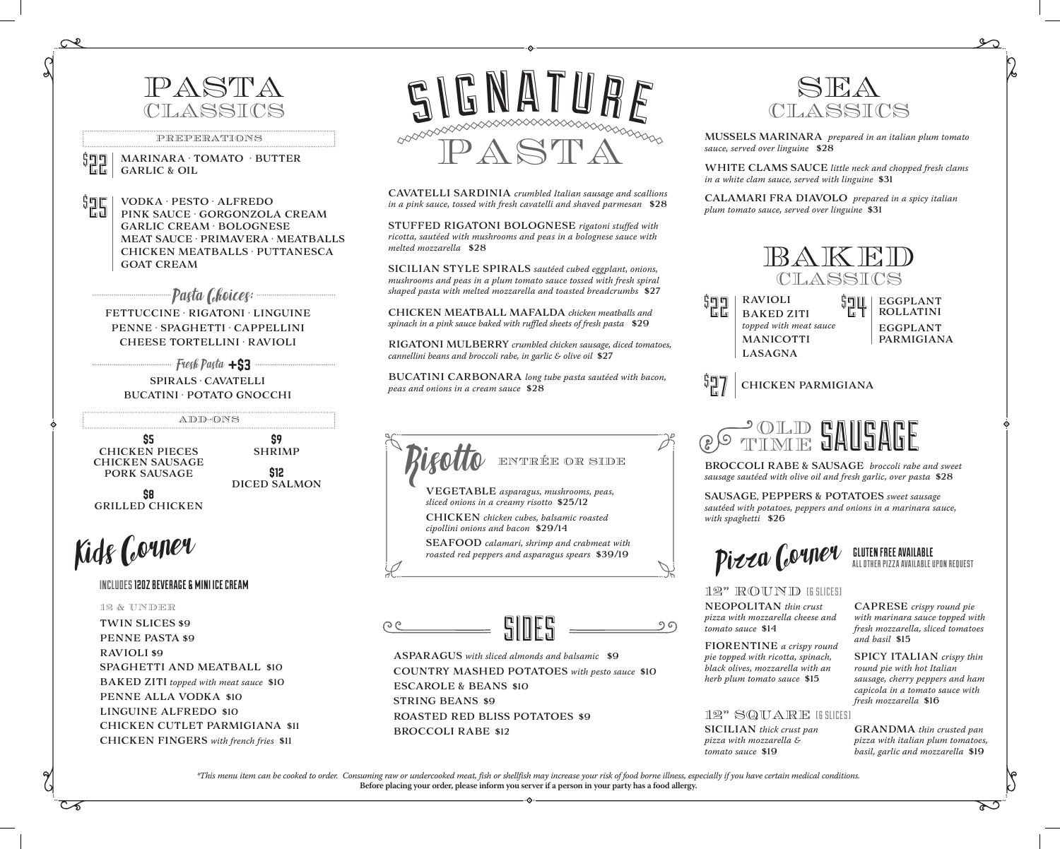# PASTA CLASSICS

PREPERATIONS

**$22** MARINARA · TOMATO · BUTTER GARLIC & OIL

**$25** VODKA · PESTO · ALFREDO PINK SAUCE · GORGONZOLA CREAM GARLIC CREAM · BOLOGNESE MEAT SAUCE · PRIMAVERA · MEATBALLS CHICKEN MEATBALLS · PUTTANESCA GOAT CREAM

### Pasta Choices:

FETTUCCINE · RIGATONI · LINGUINE
PENNE · SPAGHETTI · CAPPELLINI
CHEESE TORTELLINI · RAVIOLI

### Fresh Pasta +$3

SPIRALS · CAVATELLI
BUCATINI · POTATO GNOCCHI

### ADD-ONS

**$5**
CHICKEN PIECES
CHICKEN SAUSAGE
PORK SAUSAGE

**$9**
SHRIMP

**$12**
DICED SALMON

**$8**
GRILLED CHICKEN

# Kids Corner

INCLUDES 12OZ BEVERAGE & MINI ICE CREAM

12 & UNDER

TWIN SLICES $9
PENNE PASTA $9
RAVIOLI $9
SPAGHETTI AND MEATBALL $10
BAKED ZITI *topped with meat sauce* $10
PENNE ALLA VODKA $10
LINGUINE ALFREDO $10
CHICKEN CUTLET PARMIGIANA $11
CHICKEN FINGERS *with french fries* $11

# SIGNATURE PASTA

CAVATELLI SARDINIA *crumbled Italian sausage and scallions in a pink sauce, tossed with fresh cavatelli and shaved parmesan* $28

STUFFED RIGATONI BOLOGNESE *rigatoni stuffed with ricotta, sautéed with mushrooms and peas in a bolognese sauce with melted mozzarella* $28

SICILIAN STYLE SPIRALS *sautéed cubed eggplant, onions, mushrooms and peas in a plum tomato sauce tossed with fresh spiral shaped pasta with melted mozzarella and toasted breadcrumbs* $27

CHICKEN MEATBALL MAFALDA *chicken meatballs and spinach in a pink sauce baked with ruffled sheets of fresh pasta* $29

RIGATONI MULBERRY *crumbled chicken sausage, diced tomatoes, cannellini beans and broccoli rabe, in garlic & olive oil* $27

BUCATINI CARBONARA *long tube pasta sautéed with bacon, peas and onions in a cream sauce* $28

# Risotto

ENTRÉE OR SIDE

VEGETABLE *asparagus, mushrooms, peas, sliced onions in a creamy risotto* $25/12

CHICKEN *chicken cubes, balsamic roasted cipollini onions and bacon* $29/14

SEAFOOD *calamari, shrimp and crabmeat with roasted red peppers and asparagus spears* $39/19

# SIDES

ASPARAGUS *with sliced almonds and balsamic* $9
COUNTRY MASHED POTATOES *with pesto sauce* $10
ESCAROLE & BEANS $10
STRING BEANS $9
ROASTED RED BLISS POTATOES $9
BROCCOLI RABE $12

# SEA CLASSICS

MUSSELS MARINARA *prepared in an italian plum tomato sauce, served over linguine* $28

WHITE CLAMS SAUCE *little neck and chopped fresh clams in a white clam sauce, served with linguine* $31

CALAMARI FRA DIAVOLO *prepared in a spicy italian plum tomato sauce, served over linguine* $31

# BAKED CLASSICS

**$22** RAVIOLI
BAKED ZITI *topped with meat sauce*
MANICOTTI
LASAGNA

**$24** EGGPLANT ROLLATINI
EGGPLANT PARMIGIANA

**$27** CHICKEN PARMIGIANA

# OLD TIME SAUSAGE

BROCCOLI RABE & SAUSAGE *broccoli rabe and sweet sausage sautéed with olive oil and fresh garlic, over pasta* $28

SAUSAGE, PEPPERS & POTATOES *sweet sausage sautéed with potatoes, peppers and onions in a marinara sauce, with spaghetti* $26

# Pizza Corner

GLUTEN FREE AVAILABLE
ALL OTHER PIZZA AVAILABLE UPON REQUEST

### 12" ROUND (6 SLICES)

NEOPOLITAN *thin crust pizza with mozzarella cheese and tomato sauce* $14

FIORENTINE *a crispy round pie topped with ricotta, spinach, black olives, mozzarella with an herb plum tomato sauce* $15

CAPRESE *crispy round pie with marinara sauce topped with fresh mozzarella, sliced tomatoes and basil* $15

SPICY ITALIAN *crispy thin round pie with hot Italian sausage, cherry peppers and ham capicola in a tomato sauce with fresh mozzarella* $16

### 12" SQUARE (6 SLICES)

SICILIAN *thick crust pan pizza with mozzarella & tomato sauce* $19

GRANDMA *thin crusted pan pizza with italian plum tomatoes, basil, garlic and mozzarella* $19

*\*This menu item can be cooked to order. Consuming raw or undercooked meat, fish or shellfish may increase your risk of food borne illness, especially if you have certain medical conditions.*

**Before placing your order, please inform you server if a person in your party has a food allergy.**